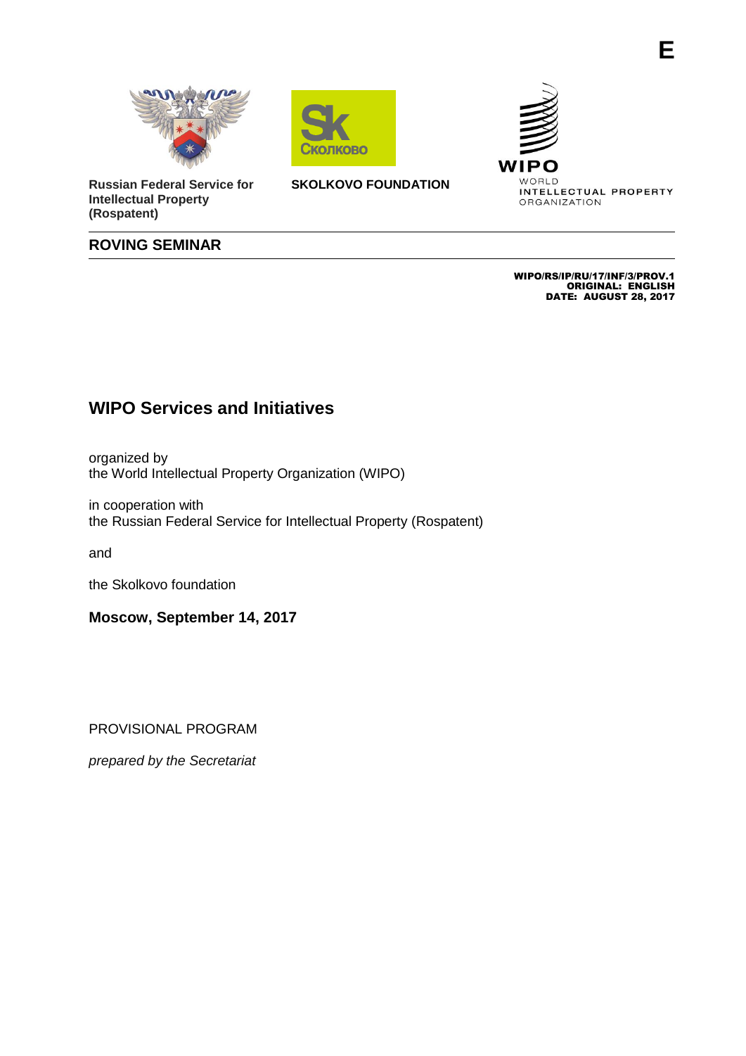E

**Russian Federal Service for Intellectual Property (Rospatent)**

**SKOLKOVO FOUNDATION**

WIPO
WORLD
INTELLECTUAL PROPERTY
ORGANIZATION

**ROVING SEMINAR**

**WIPO/RS/IP/RU/17/INF/3/PROV.1**
**ORIGINAL: ENGLISH**
**DATE: AUGUST 28, 2017**

## WIPO Services and Initiatives

organized by
the World Intellectual Property Organization (WIPO)

in cooperation with
the Russian Federal Service for Intellectual Property (Rospatent)

and

the Skolkovo foundation

**Moscow, September 14, 2017**

PROVISIONAL PROGRAM

*prepared by the Secretariat*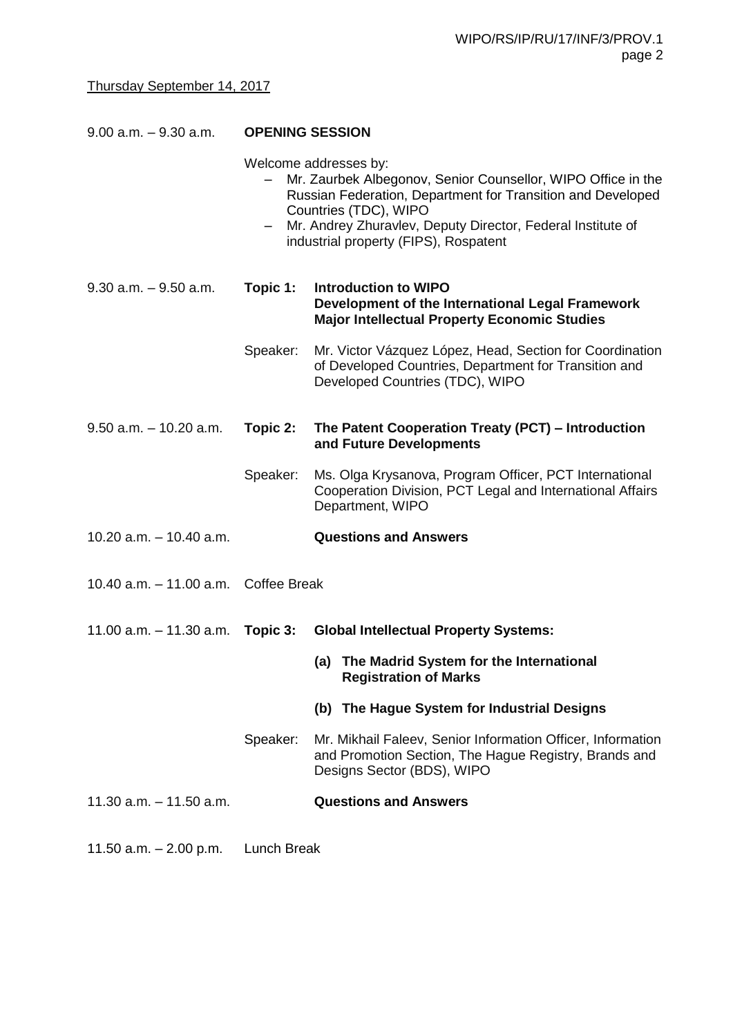Thursday September 14, 2017

**9.00 a.m. – 9.30 a.m.** **OPENING SESSION**

Welcome addresses by:

- Mr. Zaurbek Albegonov, Senior Counsellor, WIPO Office in the Russian Federation, Department for Transition and Developed Countries (TDC), WIPO
- Mr. Andrey Zhuravlev, Deputy Director, Federal Institute of industrial property (FIPS), Rospatent

**9.30 a.m. – 9.50 a.m.** **Topic 1:** **Introduction to WIPO**
**Development of the International Legal Framework**
**Major Intellectual Property Economic Studies**

Speaker: Mr. Victor Vázquez López, Head, Section for Coordination of Developed Countries, Department for Transition and Developed Countries (TDC), WIPO

**9.50 a.m. – 10.20 a.m.** **Topic 2:** **The Patent Cooperation Treaty (PCT) – Introduction and Future Developments**

Speaker: Ms. Olga Krysanova, Program Officer, PCT International Cooperation Division, PCT Legal and International Affairs Department, WIPO

**10.20 a.m. – 10.40 a.m.** **Questions and Answers**

10.40 a.m. – 11.00 a.m. Coffee Break

**11.00 a.m. – 11.30 a.m.** **Topic 3:** **Global Intellectual Property Systems:**

**(a) The Madrid System for the International Registration of Marks**

**(b) The Hague System for Industrial Designs**

Speaker: Mr. Mikhail Faleev, Senior Information Officer, Information and Promotion Section, The Hague Registry, Brands and Designs Sector (BDS), WIPO

**11.30 a.m. – 11.50 a.m.** **Questions and Answers**

11.50 a.m. – 2.00 p.m. Lunch Break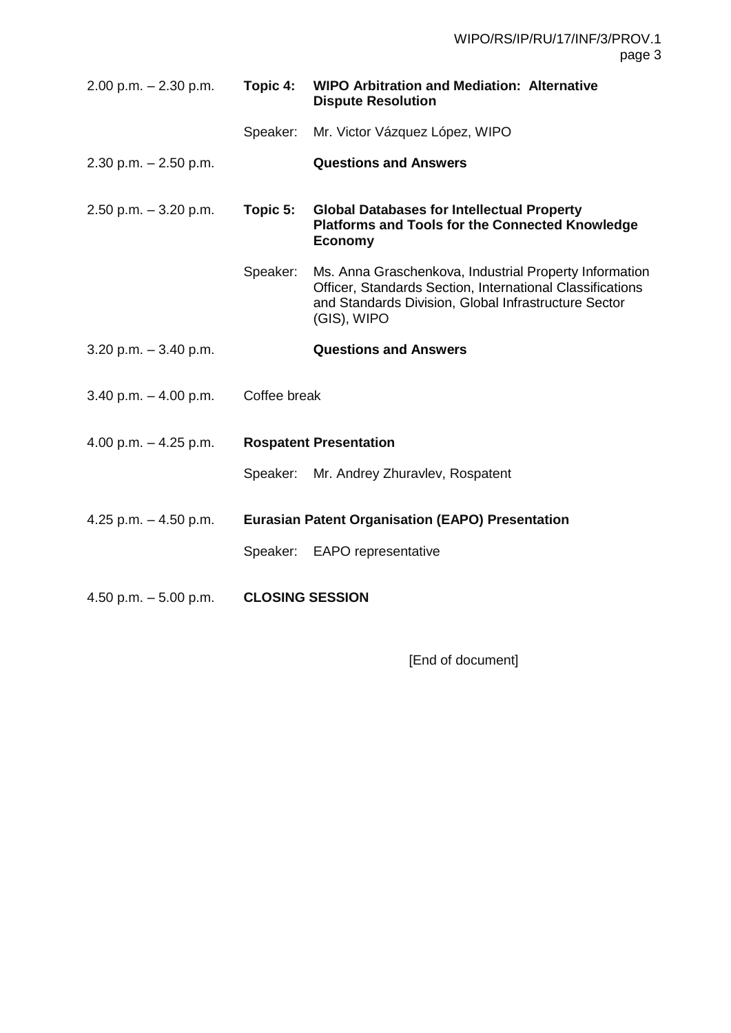| | | |
|---|---|---|
| 2.00 p.m. – 2.30 p.m. | **Topic 4:** | **WIPO Arbitration and Mediation: Alternative Dispute Resolution** |
| | Speaker: | Mr. Victor Vázquez López, WIPO |
| 2.30 p.m. – 2.50 p.m. | | **Questions and Answers** |
| 2.50 p.m. – 3.20 p.m. | **Topic 5:** | **Global Databases for Intellectual Property Platforms and Tools for the Connected Knowledge Economy** |
| | Speaker: | Ms. Anna Graschenkova, Industrial Property Information Officer, Standards Section, International Classifications and Standards Division, Global Infrastructure Sector (GIS), WIPO |
| 3.20 p.m. – 3.40 p.m. | | **Questions and Answers** |
| 3.40 p.m. – 4.00 p.m. | Coffee break | |
| 4.00 p.m. – 4.25 p.m. | **Rospatent Presentation** | |
| | Speaker: | Mr. Andrey Zhuravlev, Rospatent |
| 4.25 p.m. – 4.50 p.m. | **Eurasian Patent Organisation (EAPO) Presentation** | |
| | Speaker: | EAPO representative |
| 4.50 p.m. – 5.00 p.m. | **CLOSING SESSION** | |

[End of document]